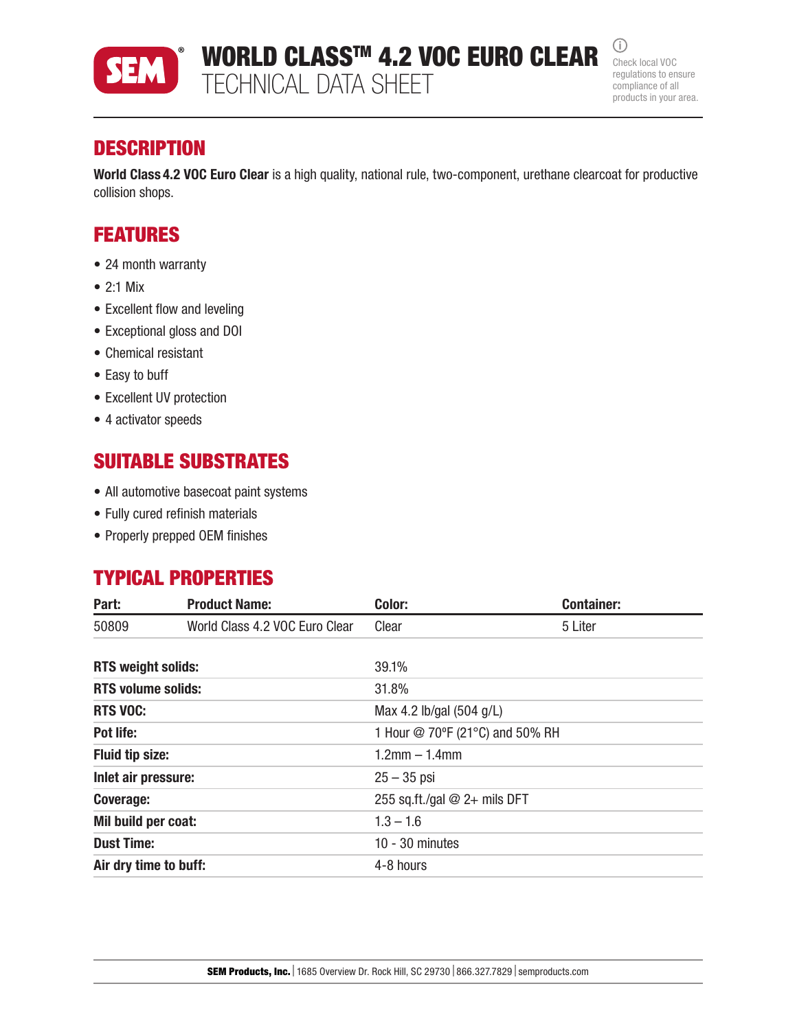# WORLD CLASS™ 4.2 VOC EURO CLEAR
TECHNICAL DATA SHEET

Check local VOC regulations to ensure compliance of all products in your area.

## DESCRIPTION

**World Class 4.2 VOC Euro Clear** is a high quality, national rule, two-component, urethane clearcoat for productive collision shops.

## FEATURES

- 24 month warranty
- 2:1 Mix
- Excellent flow and leveling
- Exceptional gloss and DOI
- Chemical resistant
- Easy to buff
- Excellent UV protection
- 4 activator speeds

## SUITABLE SUBSTRATES

- All automotive basecoat paint systems
- Fully cured refinish materials
- Properly prepped OEM finishes

## TYPICAL PROPERTIES

| Part: | Product Name: | Color: | Container: |
|---|---|---|---|
| 50809 | World Class 4.2 VOC Euro Clear | Clear | 5 Liter |

| | |
|---|---|
| **RTS weight solids:** | 39.1% |
| **RTS volume solids:** | 31.8% |
| **RTS VOC:** | Max 4.2 lb/gal (504 g/L) |
| **Pot life:** | 1 Hour @ 70ºF (21°C) and 50% RH |
| **Fluid tip size:** | 1.2mm – 1.4mm |
| **Inlet air pressure:** | 25 – 35 psi |
| **Coverage:** | 255 sq.ft./gal @ 2+ mils DFT |
| **Mil build per coat:** | 1.3 – 1.6 |
| **Dust Time:** | 10 - 30 minutes |
| **Air dry time to buff:** | 4-8 hours |

**SEM Products, Inc.** | 1685 Overview Dr. Rock Hill, SC 29730 | 866.327.7829 | semproducts.com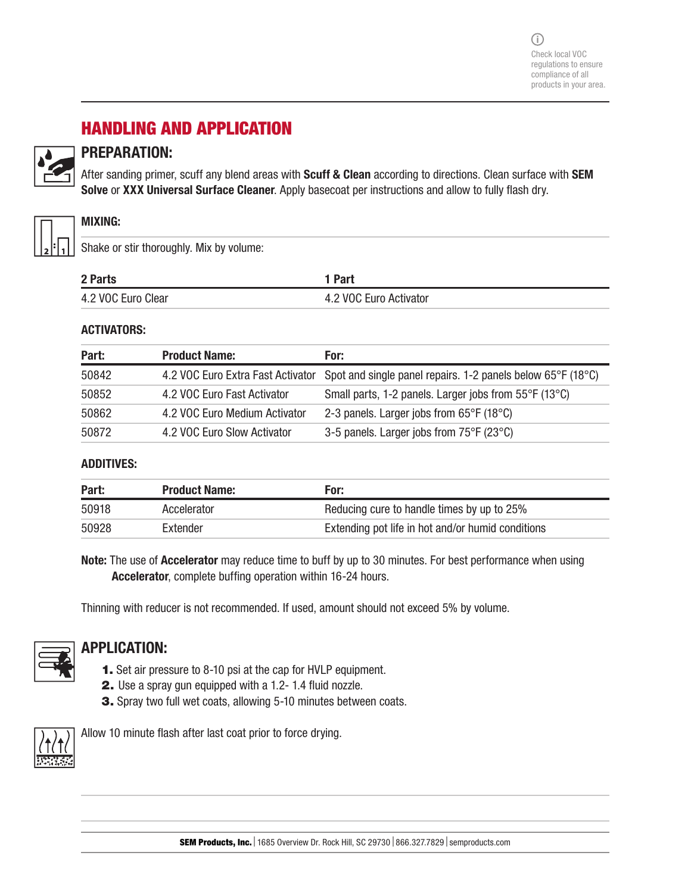Check local VOC regulations to ensure compliance of all products in your area.

# HANDLING AND APPLICATION

## PREPARATION:

After sanding primer, scuff any blend areas with **Scuff & Clean** according to directions. Clean surface with **SEM Solve** or **XXX Universal Surface Cleaner**. Apply basecoat per instructions and allow to fully flash dry.

### MIXING:

Shake or stir thoroughly. Mix by volume:

| 2 Parts | 1 Part |
|---|---|
| 4.2 VOC Euro Clear | 4.2 VOC Euro Activator |

### ACTIVATORS:

| Part: | Product Name: | For: |
|---|---|---|
| 50842 | 4.2 VOC Euro Extra Fast Activator | Spot and single panel repairs. 1-2 panels below 65°F (18°C) |
| 50852 | 4.2 VOC Euro Fast Activator | Small parts, 1-2 panels. Larger jobs from 55°F (13°C) |
| 50862 | 4.2 VOC Euro Medium Activator | 2-3 panels. Larger jobs from 65°F (18°C) |
| 50872 | 4.2 VOC Euro Slow Activator | 3-5 panels. Larger jobs from 75°F (23°C) |

### ADDITIVES:

| Part: | Product Name: | For: |
|---|---|---|
| 50918 | Accelerator | Reducing cure to handle times by up to 25% |
| 50928 | Extender | Extending pot life in hot and/or humid conditions |

**Note:** The use of **Accelerator** may reduce time to buff by up to 30 minutes. For best performance when using **Accelerator**, complete buffing operation within 16-24 hours.

Thinning with reducer is not recommended. If used, amount should not exceed 5% by volume.

## APPLICATION:

1. Set air pressure to 8-10 psi at the cap for HVLP equipment.
2. Use a spray gun equipped with a 1.2- 1.4 fluid nozzle.
3. Spray two full wet coats, allowing 5-10 minutes between coats.

Allow 10 minute flash after last coat prior to force drying.

**SEM Products, Inc.** | 1685 Overview Dr. Rock Hill, SC 29730 | 866.327.7829 | semproducts.com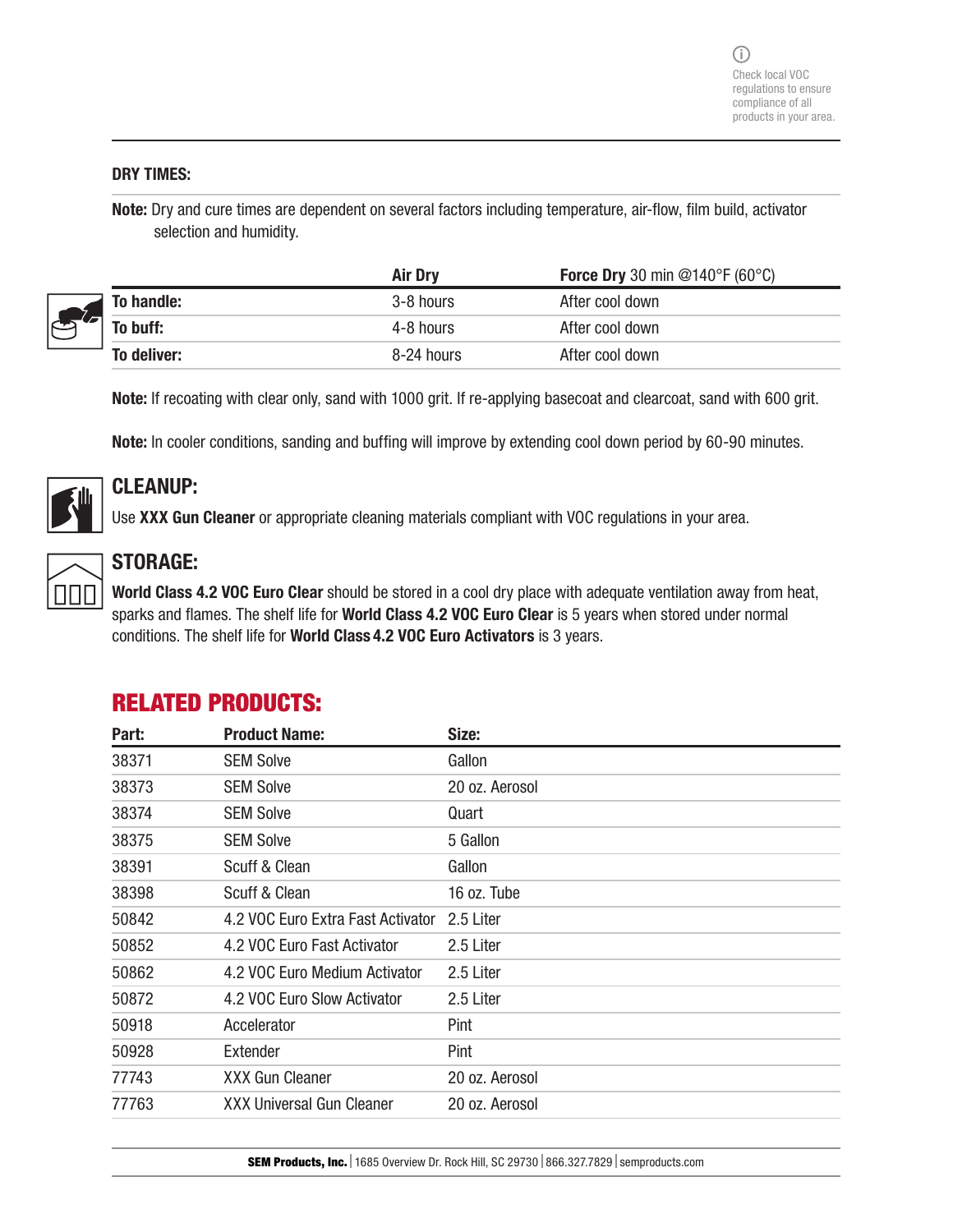Check local VOC regulations to ensure compliance of all products in your area.

## DRY TIMES:

**Note:** Dry and cure times are dependent on several factors including temperature, air-flow, film build, activator selection and humidity.

| | Air Dry | Force Dry 30 min @140°F (60°C) |
|---|---|---|
| **To handle:** | 3-8 hours | After cool down |
| **To buff:** | 4-8 hours | After cool down |
| **To deliver:** | 8-24 hours | After cool down |

**Note:** If recoating with clear only, sand with 1000 grit. If re-applying basecoat and clearcoat, sand with 600 grit.

**Note:** In cooler conditions, sanding and buffing will improve by extending cool down period by 60-90 minutes.

## CLEANUP:

Use **XXX Gun Cleaner** or appropriate cleaning materials compliant with VOC regulations in your area.

## STORAGE:

**World Class 4.2 VOC Euro Clear** should be stored in a cool dry place with adequate ventilation away from heat, sparks and flames. The shelf life for **World Class 4.2 VOC Euro Clear** is 5 years when stored under normal conditions. The shelf life for **World Class 4.2 VOC Euro Activators** is 3 years.

## RELATED PRODUCTS:

| Part: | Product Name: | Size: |
|---|---|---|
| 38371 | SEM Solve | Gallon |
| 38373 | SEM Solve | 20 oz. Aerosol |
| 38374 | SEM Solve | Quart |
| 38375 | SEM Solve | 5 Gallon |
| 38391 | Scuff & Clean | Gallon |
| 38398 | Scuff & Clean | 16 oz. Tube |
| 50842 | 4.2 VOC Euro Extra Fast Activator | 2.5 Liter |
| 50852 | 4.2 VOC Euro Fast Activator | 2.5 Liter |
| 50862 | 4.2 VOC Euro Medium Activator | 2.5 Liter |
| 50872 | 4.2 VOC Euro Slow Activator | 2.5 Liter |
| 50918 | Accelerator | Pint |
| 50928 | Extender | Pint |
| 77743 | XXX Gun Cleaner | 20 oz. Aerosol |
| 77763 | XXX Universal Gun Cleaner | 20 oz. Aerosol |

**SEM Products, Inc.** | 1685 Overview Dr. Rock Hill, SC 29730 | 866.327.7829 | semproducts.com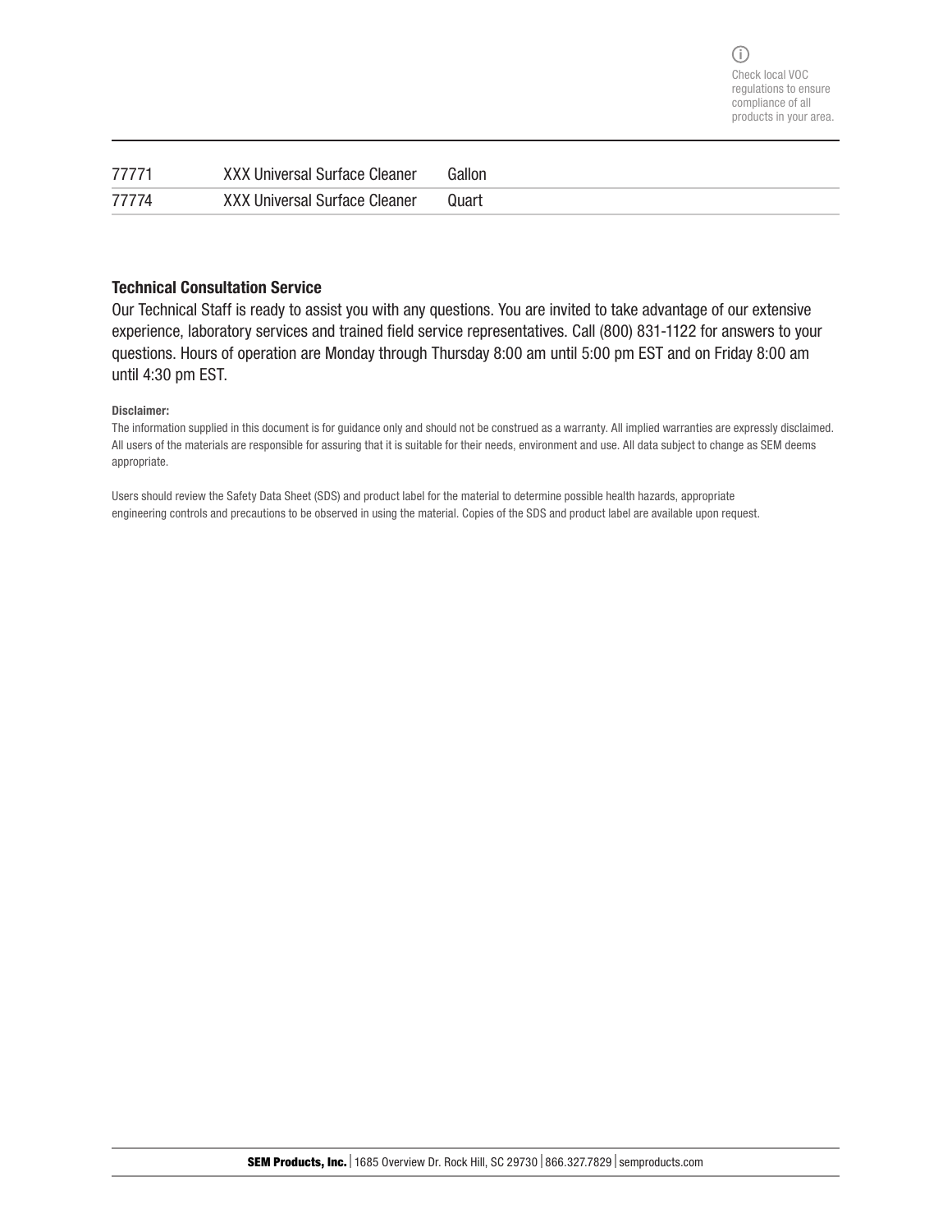Check local VOC regulations to ensure compliance of all products in your area.

| | | |
|---|---|---|
| 77771 | XXX Universal Surface Cleaner | Gallon |
| 77774 | XXX Universal Surface Cleaner | Quart |

**Technical Consultation Service**

Our Technical Staff is ready to assist you with any questions. You are invited to take advantage of our extensive experience, laboratory services and trained field service representatives. Call (800) 831-1122 for answers to your questions. Hours of operation are Monday through Thursday 8:00 am until 5:00 pm EST and on Friday 8:00 am until 4:30 pm EST.

**Disclaimer:**

The information supplied in this document is for guidance only and should not be construed as a warranty. All implied warranties are expressly disclaimed. All users of the materials are responsible for assuring that it is suitable for their needs, environment and use. All data subject to change as SEM deems appropriate.

Users should review the Safety Data Sheet (SDS) and product label for the material to determine possible health hazards, appropriate engineering controls and precautions to be observed in using the material. Copies of the SDS and product label are available upon request.